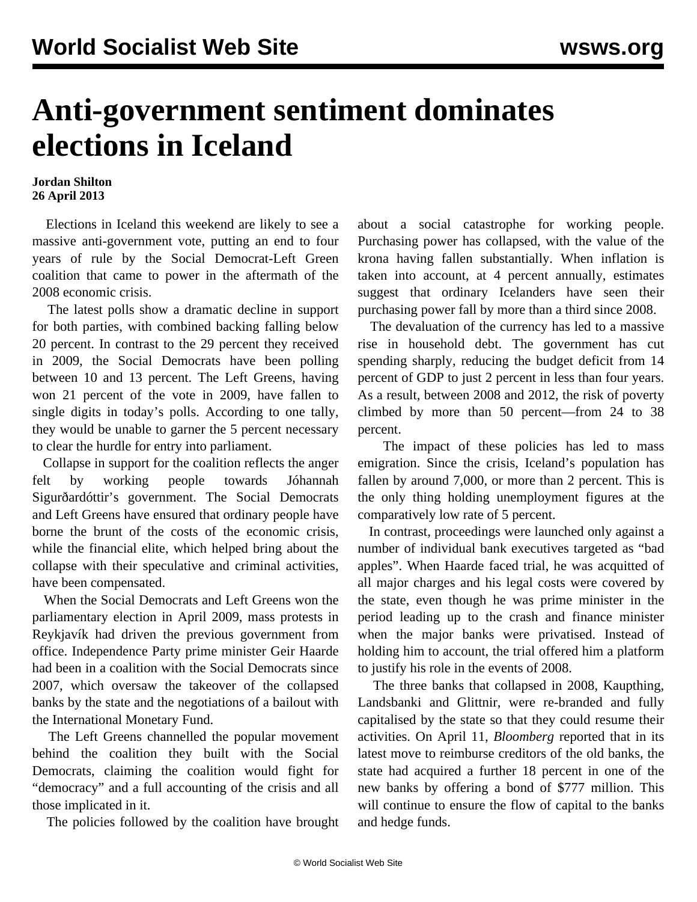# Anti-government sentiment dominates elections in Iceland

**Jordan Shilton**
**26 April 2013**

Elections in Iceland this weekend are likely to see a massive anti-government vote, putting an end to four years of rule by the Social Democrat-Left Green coalition that came to power in the aftermath of the 2008 economic crisis.

The latest polls show a dramatic decline in support for both parties, with combined backing falling below 20 percent. In contrast to the 29 percent they received in 2009, the Social Democrats have been polling between 10 and 13 percent. The Left Greens, having won 21 percent of the vote in 2009, have fallen to single digits in today's polls. According to one tally, they would be unable to garner the 5 percent necessary to clear the hurdle for entry into parliament.

Collapse in support for the coalition reflects the anger felt by working people towards Jóhannah Sigurðardóttir's government. The Social Democrats and Left Greens have ensured that ordinary people have borne the brunt of the costs of the economic crisis, while the financial elite, which helped bring about the collapse with their speculative and criminal activities, have been compensated.

When the Social Democrats and Left Greens won the parliamentary election in April 2009, mass protests in Reykjavík had driven the previous government from office. Independence Party prime minister Geir Haarde had been in a coalition with the Social Democrats since 2007, which oversaw the takeover of the collapsed banks by the state and the negotiations of a bailout with the International Monetary Fund.

The Left Greens channelled the popular movement behind the coalition they built with the Social Democrats, claiming the coalition would fight for "democracy" and a full accounting of the crisis and all those implicated in it.

The policies followed by the coalition have brought about a social catastrophe for working people. Purchasing power has collapsed, with the value of the krona having fallen substantially. When inflation is taken into account, at 4 percent annually, estimates suggest that ordinary Icelanders have seen their purchasing power fall by more than a third since 2008.

The devaluation of the currency has led to a massive rise in household debt. The government has cut spending sharply, reducing the budget deficit from 14 percent of GDP to just 2 percent in less than four years. As a result, between 2008 and 2012, the risk of poverty climbed by more than 50 percent—from 24 to 38 percent.

The impact of these policies has led to mass emigration. Since the crisis, Iceland's population has fallen by around 7,000, or more than 2 percent. This is the only thing holding unemployment figures at the comparatively low rate of 5 percent.

In contrast, proceedings were launched only against a number of individual bank executives targeted as "bad apples". When Haarde faced trial, he was acquitted of all major charges and his legal costs were covered by the state, even though he was prime minister in the period leading up to the crash and finance minister when the major banks were privatised. Instead of holding him to account, the trial offered him a platform to justify his role in the events of 2008.

The three banks that collapsed in 2008, Kaupthing, Landsbanki and Glittnir, were re-branded and fully capitalised by the state so that they could resume their activities. On April 11, *Bloomberg* reported that in its latest move to reimburse creditors of the old banks, the state had acquired a further 18 percent in one of the new banks by offering a bond of $777 million. This will continue to ensure the flow of capital to the banks and hedge funds.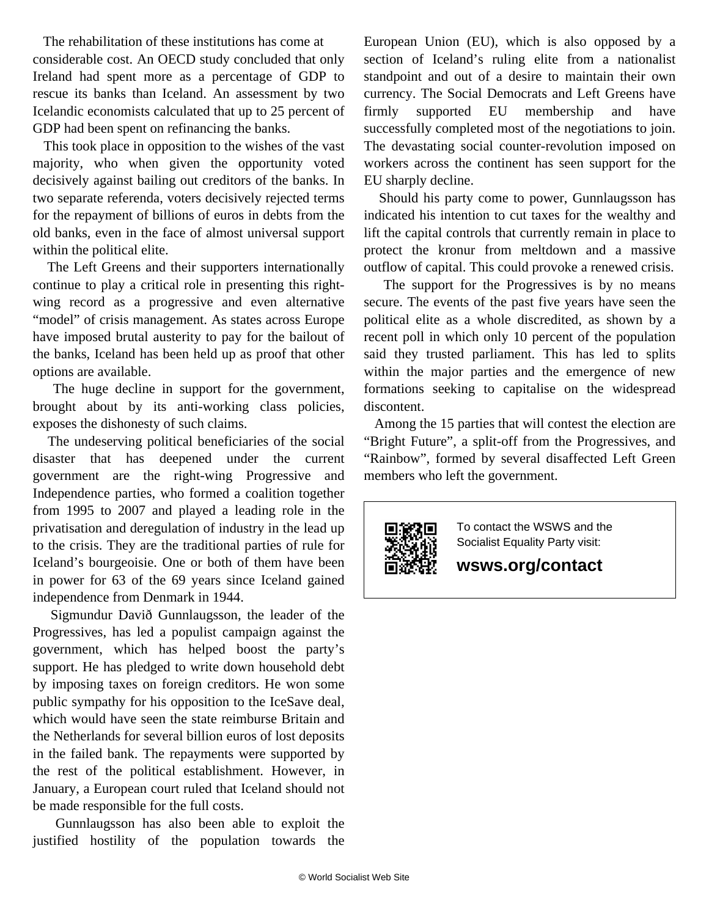The rehabilitation of these institutions has come at considerable cost. An OECD study concluded that only Ireland had spent more as a percentage of GDP to rescue its banks than Iceland. An assessment by two Icelandic economists calculated that up to 25 percent of GDP had been spent on refinancing the banks.

This took place in opposition to the wishes of the vast majority, who when given the opportunity voted decisively against bailing out creditors of the banks. In two separate referenda, voters decisively rejected terms for the repayment of billions of euros in debts from the old banks, even in the face of almost universal support within the political elite.

The Left Greens and their supporters internationally continue to play a critical role in presenting this right-wing record as a progressive and even alternative "model" of crisis management. As states across Europe have imposed brutal austerity to pay for the bailout of the banks, Iceland has been held up as proof that other options are available.

The huge decline in support for the government, brought about by its anti-working class policies, exposes the dishonesty of such claims.

The undeserving political beneficiaries of the social disaster that has deepened under the current government are the right-wing Progressive and Independence parties, who formed a coalition together from 1995 to 2007 and played a leading role in the privatisation and deregulation of industry in the lead up to the crisis. They are the traditional parties of rule for Iceland's bourgeoisie. One or both of them have been in power for 63 of the 69 years since Iceland gained independence from Denmark in 1944.

Sigmundur Davið Gunnlaugsson, the leader of the Progressives, has led a populist campaign against the government, which has helped boost the party's support. He has pledged to write down household debt by imposing taxes on foreign creditors. He won some public sympathy for his opposition to the IceSave deal, which would have seen the state reimburse Britain and the Netherlands for several billion euros of lost deposits in the failed bank. The repayments were supported by the rest of the political establishment. However, in January, a European court ruled that Iceland should not be made responsible for the full costs.

Gunnlaugsson has also been able to exploit the justified hostility of the population towards the European Union (EU), which is also opposed by a section of Iceland's ruling elite from a nationalist standpoint and out of a desire to maintain their own currency. The Social Democrats and Left Greens have firmly supported EU membership and have successfully completed most of the negotiations to join. The devastating social counter-revolution imposed on workers across the continent has seen support for the EU sharply decline.

Should his party come to power, Gunnlaugsson has indicated his intention to cut taxes for the wealthy and lift the capital controls that currently remain in place to protect the kronur from meltdown and a massive outflow of capital. This could provoke a renewed crisis.

The support for the Progressives is by no means secure. The events of the past five years have seen the political elite as a whole discredited, as shown by a recent poll in which only 10 percent of the population said they trusted parliament. This has led to splits within the major parties and the emergence of new formations seeking to capitalise on the widespread discontent.

Among the 15 parties that will contest the election are "Bright Future", a split-off from the Progressives, and "Rainbow", formed by several disaffected Left Green members who left the government.

To contact the WSWS and the Socialist Equality Party visit:

**wsws.org/contact**